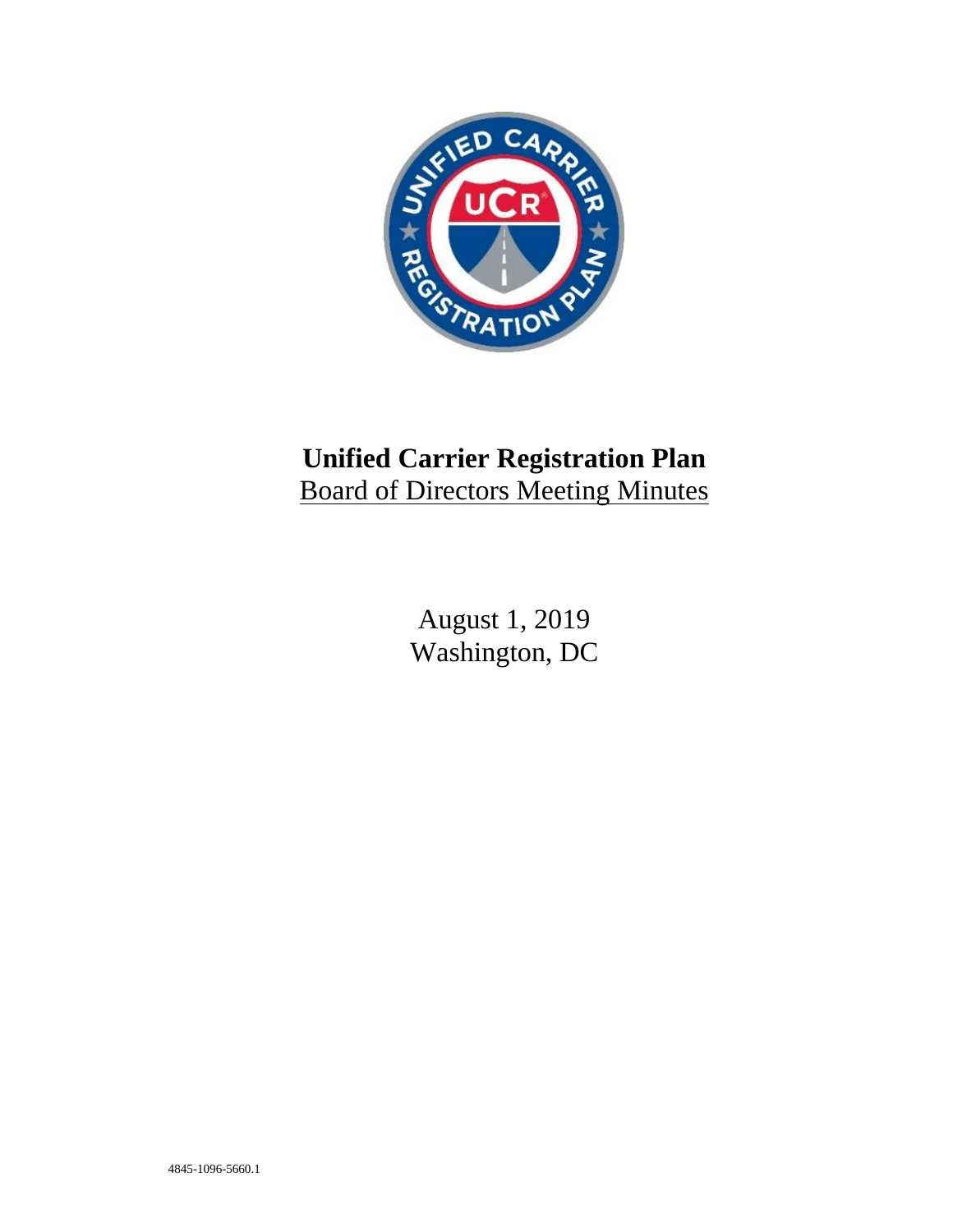# Unified Carrier Registration Plan

Board of Directors Meeting Minutes

August 1, 2019

Washington, DC

4845-1096-5660.1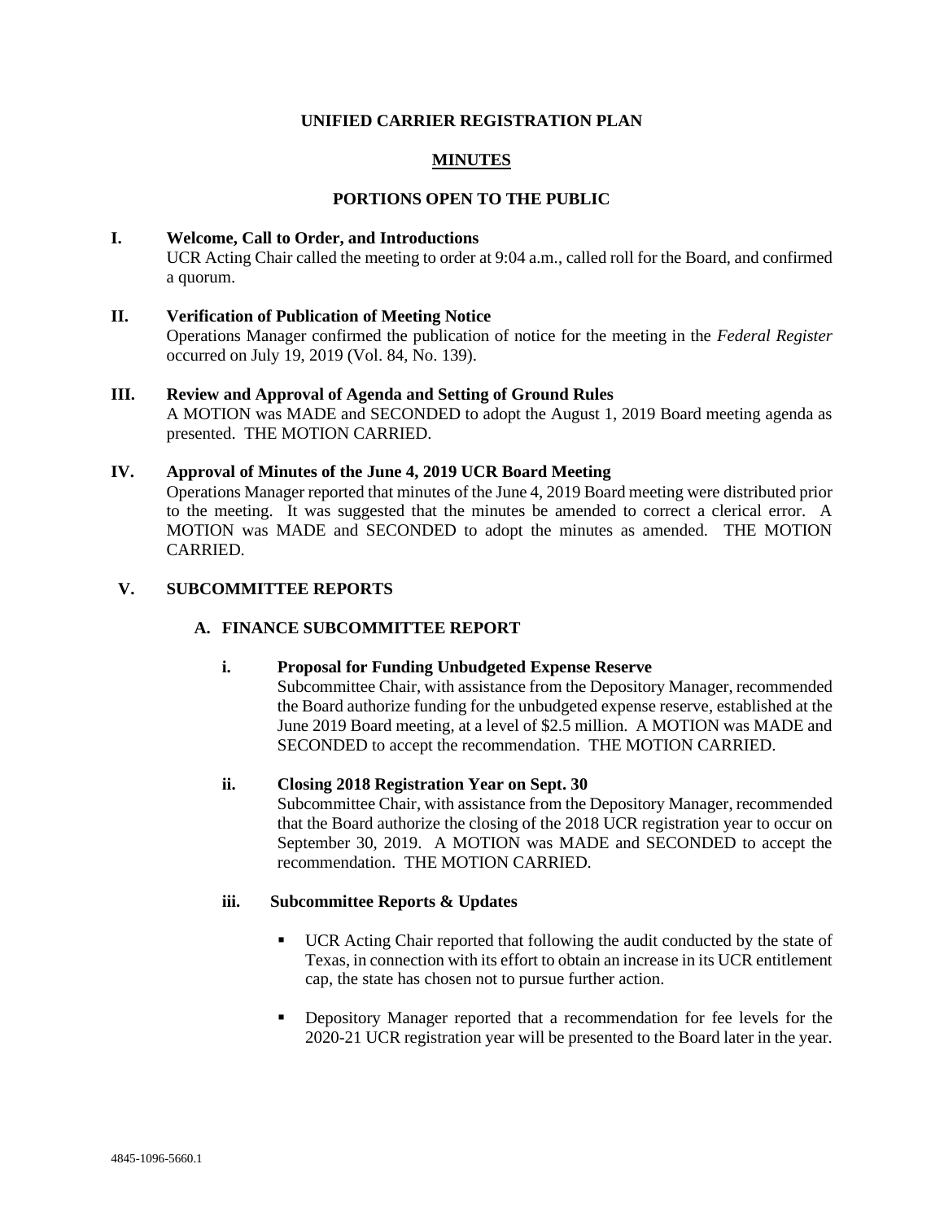**UNIFIED CARRIER REGISTRATION PLAN**

**MINUTES**

**PORTIONS OPEN TO THE PUBLIC**

## I. Welcome, Call to Order, and Introductions

UCR Acting Chair called the meeting to order at 9:04 a.m., called roll for the Board, and confirmed a quorum.

## II. Verification of Publication of Meeting Notice

Operations Manager confirmed the publication of notice for the meeting in the *Federal Register* occurred on July 19, 2019 (Vol. 84, No. 139).

## III. Review and Approval of Agenda and Setting of Ground Rules

A MOTION was MADE and SECONDED to adopt the August 1, 2019 Board meeting agenda as presented. THE MOTION CARRIED.

## IV. Approval of Minutes of the June 4, 2019 UCR Board Meeting

Operations Manager reported that minutes of the June 4, 2019 Board meeting were distributed prior to the meeting. It was suggested that the minutes be amended to correct a clerical error. A MOTION was MADE and SECONDED to adopt the minutes as amended. THE MOTION CARRIED.

## V. SUBCOMMITTEE REPORTS

### A. FINANCE SUBCOMMITTEE REPORT

#### i. Proposal for Funding Unbudgeted Expense Reserve

Subcommittee Chair, with assistance from the Depository Manager, recommended the Board authorize funding for the unbudgeted expense reserve, established at the June 2019 Board meeting, at a level of $2.5 million. A MOTION was MADE and SECONDED to accept the recommendation. THE MOTION CARRIED.

#### ii. Closing 2018 Registration Year on Sept. 30

Subcommittee Chair, with assistance from the Depository Manager, recommended that the Board authorize the closing of the 2018 UCR registration year to occur on September 30, 2019. A MOTION was MADE and SECONDED to accept the recommendation. THE MOTION CARRIED.

#### iii. Subcommittee Reports & Updates

- UCR Acting Chair reported that following the audit conducted by the state of Texas, in connection with its effort to obtain an increase in its UCR entitlement cap, the state has chosen not to pursue further action.
- Depository Manager reported that a recommendation for fee levels for the 2020-21 UCR registration year will be presented to the Board later in the year.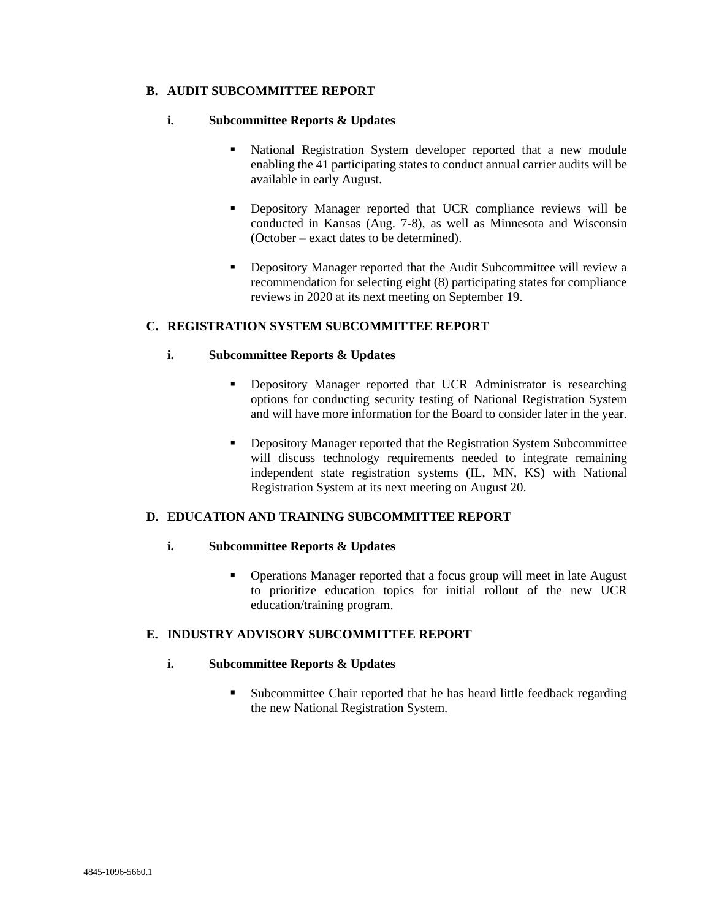### B. AUDIT SUBCOMMITTEE REPORT

#### i. Subcommittee Reports & Updates

- National Registration System developer reported that a new module enabling the 41 participating states to conduct annual carrier audits will be available in early August.
- Depository Manager reported that UCR compliance reviews will be conducted in Kansas (Aug. 7-8), as well as Minnesota and Wisconsin (October – exact dates to be determined).
- Depository Manager reported that the Audit Subcommittee will review a recommendation for selecting eight (8) participating states for compliance reviews in 2020 at its next meeting on September 19.

### C. REGISTRATION SYSTEM SUBCOMMITTEE REPORT

#### i. Subcommittee Reports & Updates

- Depository Manager reported that UCR Administrator is researching options for conducting security testing of National Registration System and will have more information for the Board to consider later in the year.
- Depository Manager reported that the Registration System Subcommittee will discuss technology requirements needed to integrate remaining independent state registration systems (IL, MN, KS) with National Registration System at its next meeting on August 20.

### D. EDUCATION AND TRAINING SUBCOMMITTEE REPORT

#### i. Subcommittee Reports & Updates

- Operations Manager reported that a focus group will meet in late August to prioritize education topics for initial rollout of the new UCR education/training program.

### E. INDUSTRY ADVISORY SUBCOMMITTEE REPORT

#### i. Subcommittee Reports & Updates

- Subcommittee Chair reported that he has heard little feedback regarding the new National Registration System.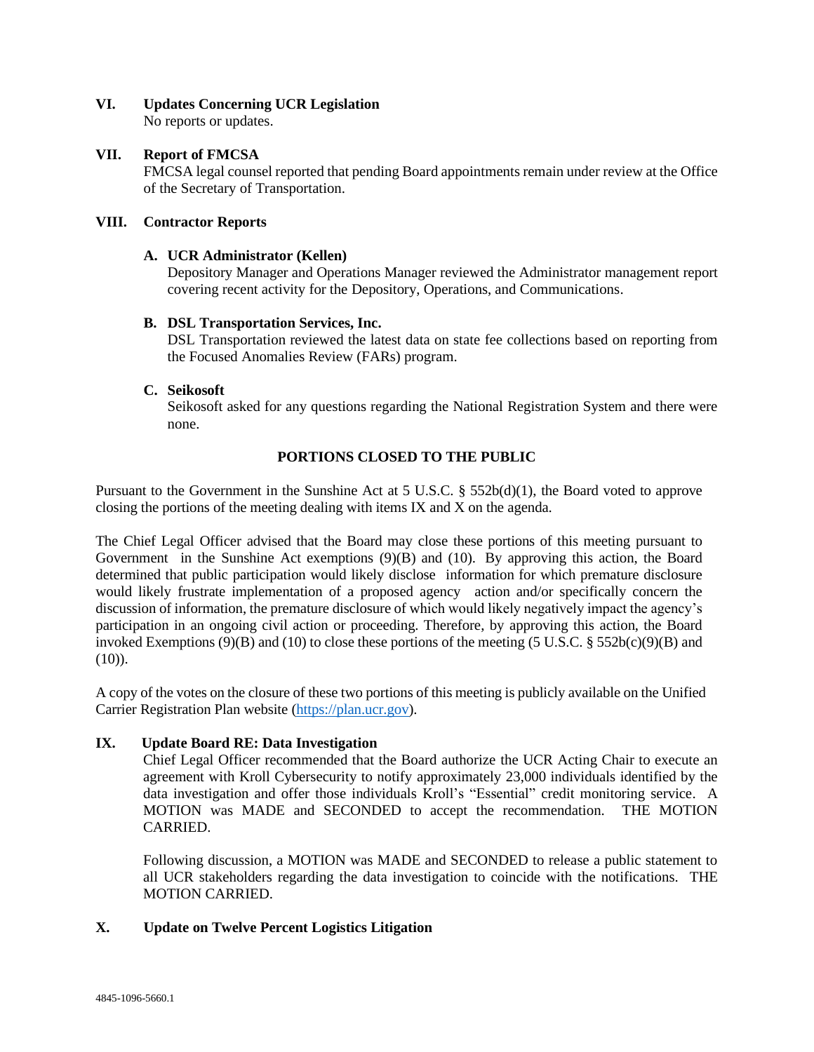## VI. Updates Concerning UCR Legislation

No reports or updates.

## VII. Report of FMCSA

FMCSA legal counsel reported that pending Board appointments remain under review at the Office of the Secretary of Transportation.

## VIII. Contractor Reports

### A. UCR Administrator (Kellen)

Depository Manager and Operations Manager reviewed the Administrator management report covering recent activity for the Depository, Operations, and Communications.

### B. DSL Transportation Services, Inc.

DSL Transportation reviewed the latest data on state fee collections based on reporting from the Focused Anomalies Review (FARs) program.

### C. Seikosoft

Seikosoft asked for any questions regarding the National Registration System and there were none.

## PORTIONS CLOSED TO THE PUBLIC

Pursuant to the Government in the Sunshine Act at 5 U.S.C. § 552b(d)(1), the Board voted to approve closing the portions of the meeting dealing with items IX and X on the agenda.

The Chief Legal Officer advised that the Board may close these portions of this meeting pursuant to Government in the Sunshine Act exemptions (9)(B) and (10). By approving this action, the Board determined that public participation would likely disclose information for which premature disclosure would likely frustrate implementation of a proposed agency action and/or specifically concern the discussion of information, the premature disclosure of which would likely negatively impact the agency's participation in an ongoing civil action or proceeding. Therefore, by approving this action, the Board invoked Exemptions (9)(B) and (10) to close these portions of the meeting (5 U.S.C. § 552b(c)(9)(B) and (10)).

A copy of the votes on the closure of these two portions of this meeting is publicly available on the Unified Carrier Registration Plan website (https://plan.ucr.gov).

## IX. Update Board RE: Data Investigation

Chief Legal Officer recommended that the Board authorize the UCR Acting Chair to execute an agreement with Kroll Cybersecurity to notify approximately 23,000 individuals identified by the data investigation and offer those individuals Kroll's "Essential" credit monitoring service. A MOTION was MADE and SECONDED to accept the recommendation. THE MOTION CARRIED.

Following discussion, a MOTION was MADE and SECONDED to release a public statement to all UCR stakeholders regarding the data investigation to coincide with the notifications. THE MOTION CARRIED.

## X. Update on Twelve Percent Logistics Litigation

4845-1096-5660.1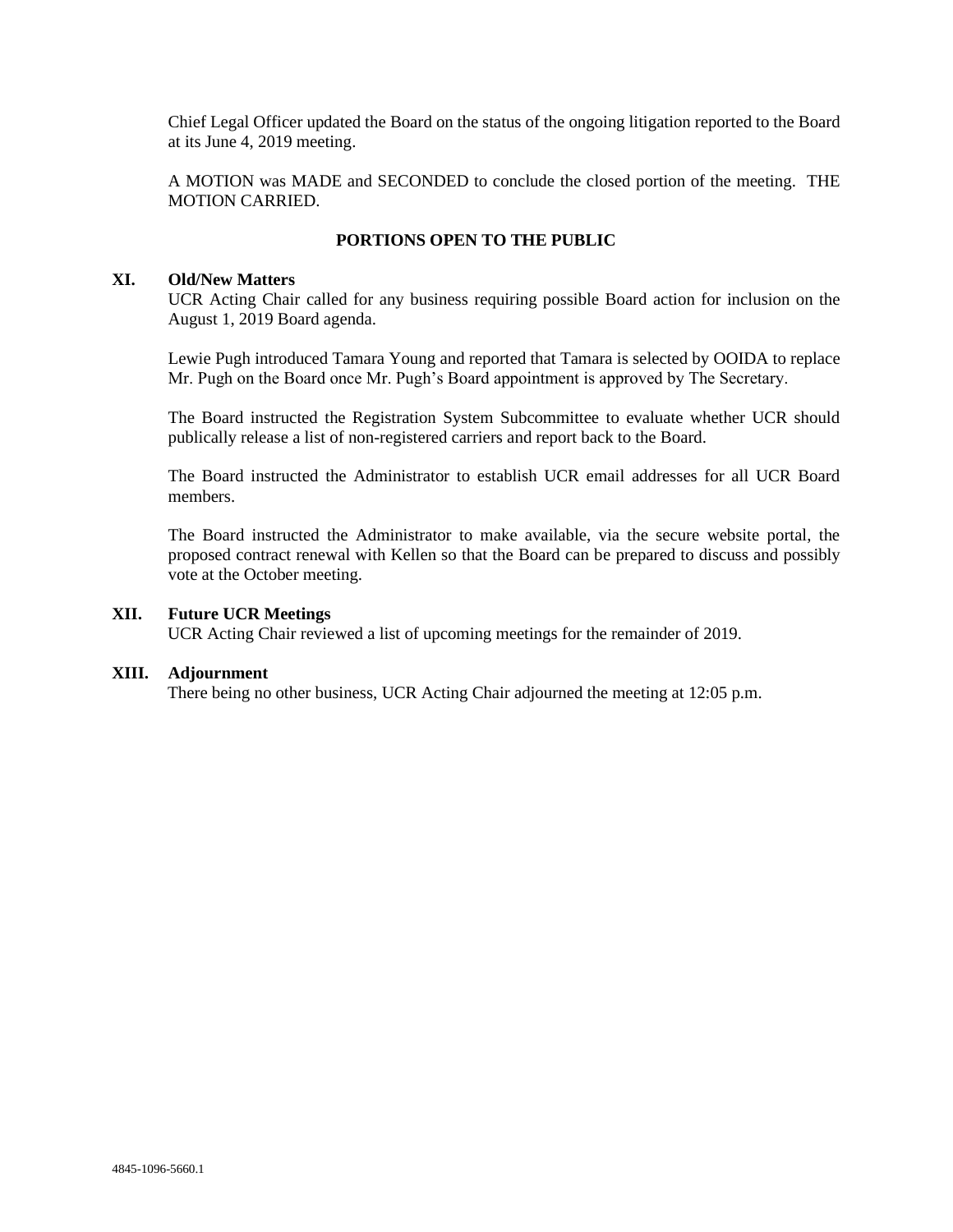Chief Legal Officer updated the Board on the status of the ongoing litigation reported to the Board at its June 4, 2019 meeting.

A MOTION was MADE and SECONDED to conclude the closed portion of the meeting. THE MOTION CARRIED.

**PORTIONS OPEN TO THE PUBLIC**

**XI. Old/New Matters**

UCR Acting Chair called for any business requiring possible Board action for inclusion on the August 1, 2019 Board agenda.

Lewie Pugh introduced Tamara Young and reported that Tamara is selected by OOIDA to replace Mr. Pugh on the Board once Mr. Pugh's Board appointment is approved by The Secretary.

The Board instructed the Registration System Subcommittee to evaluate whether UCR should publically release a list of non-registered carriers and report back to the Board.

The Board instructed the Administrator to establish UCR email addresses for all UCR Board members.

The Board instructed the Administrator to make available, via the secure website portal, the proposed contract renewal with Kellen so that the Board can be prepared to discuss and possibly vote at the October meeting.

**XII. Future UCR Meetings**

UCR Acting Chair reviewed a list of upcoming meetings for the remainder of 2019.

**XIII. Adjournment**

There being no other business, UCR Acting Chair adjourned the meeting at 12:05 p.m.

4845-1096-5660.1